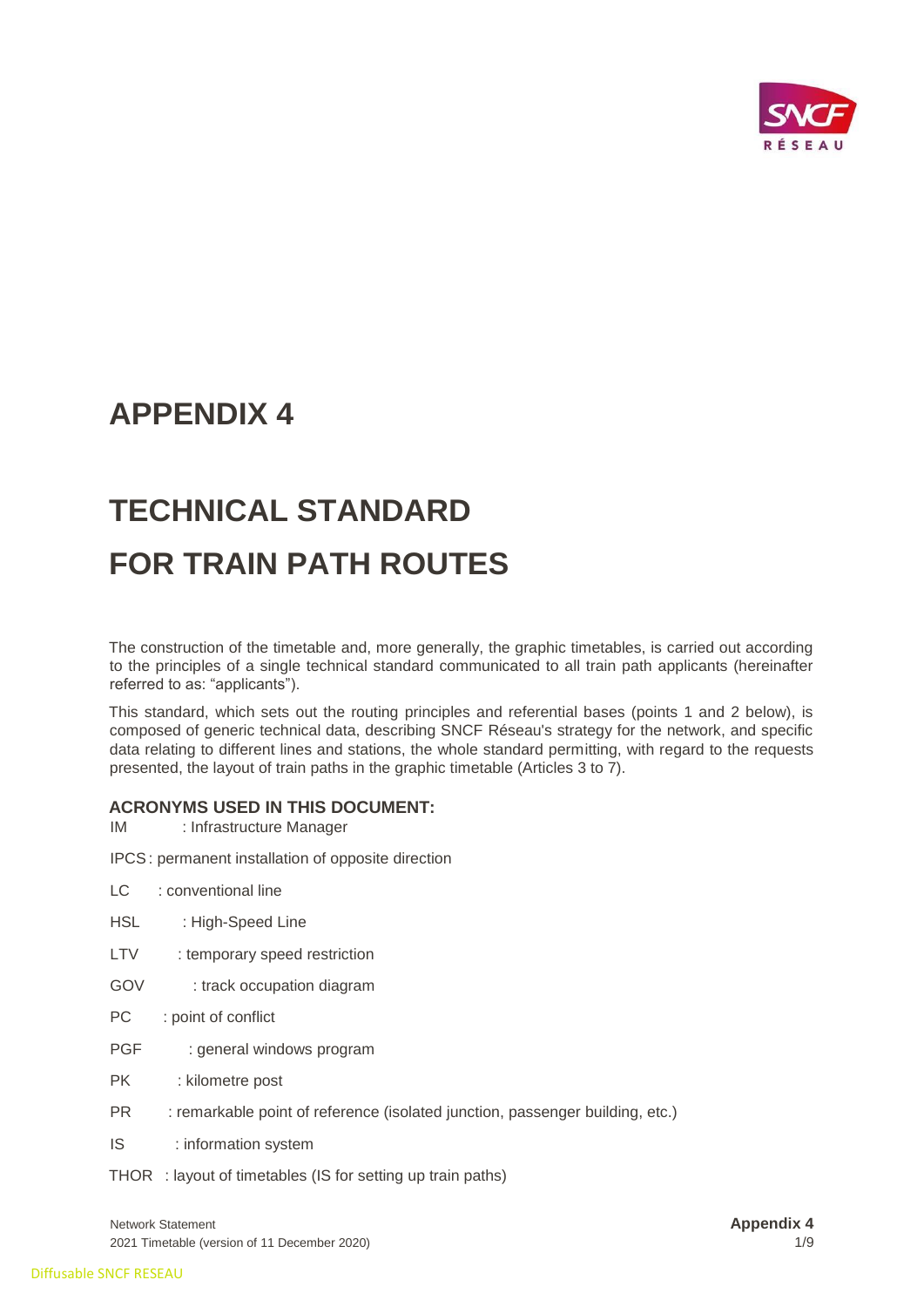# APPENDIX 4

# TECHNICAL STANDARD FOR TRAIN PATH ROUTES

The construction of the timetable and, more generally, the graphic timetables, is carried out according to the principles of a single technical standard communicated to all train path applicants (hereinafter referred to as: "applicants").

This standard, which sets out the routing principles and referential bases (points 1 and 2 below), is composed of generic technical data, describing SNCF Réseau's strategy for the network, and specific data relating to different lines and stations, the whole standard permitting, with regard to the requests presented, the layout of train paths in the graphic timetable (Articles 3 to 7).

### ACRONYMS USED IN THIS DOCUMENT:

IM : Infrastructure Manager

IPCS : permanent installation of opposite direction

LC : conventional line

HSL : High-Speed Line

LTV : temporary speed restriction

GOV : track occupation diagram

PC : point of conflict

PGF : general windows program

PK : kilometre post

PR : remarkable point of reference (isolated junction, passenger building, etc.)

IS : information system

THOR : layout of timetables (IS for setting up train paths)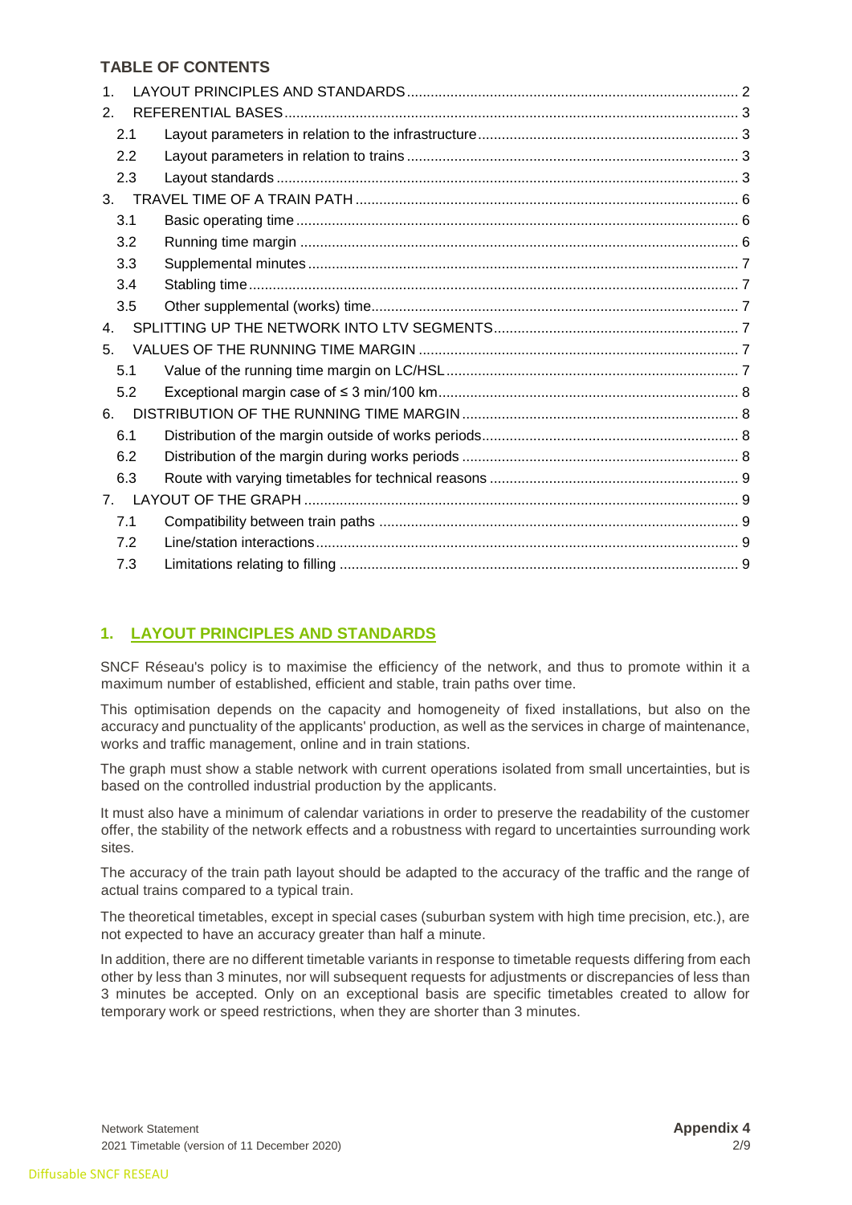**TABLE OF CONTENTS**

1. LAYOUT PRINCIPLES AND STANDARDS .......... 2
2. REFERENTIAL BASES .......... 3
   - 2.1 Layout parameters in relation to the infrastructure .......... 3
   - 2.2 Layout parameters in relation to trains .......... 3
   - 2.3 Layout standards .......... 3
3. TRAVEL TIME OF A TRAIN PATH .......... 6
   - 3.1 Basic operating time .......... 6
   - 3.2 Running time margin .......... 6
   - 3.3 Supplemental minutes .......... 7
   - 3.4 Stabling time .......... 7
   - 3.5 Other supplemental (works) time .......... 7
4. SPLITTING UP THE NETWORK INTO LTV SEGMENTS .......... 7
5. VALUES OF THE RUNNING TIME MARGIN .......... 7
   - 5.1 Value of the running time margin on LC/HSL .......... 7
   - 5.2 Exceptional margin case of ≤ 3 min/100 km .......... 8
6. DISTRIBUTION OF THE RUNNING TIME MARGIN .......... 8
   - 6.1 Distribution of the margin outside of works periods .......... 8
   - 6.2 Distribution of the margin during works periods .......... 8
   - 6.3 Route with varying timetables for technical reasons .......... 9
7. LAYOUT OF THE GRAPH .......... 9
   - 7.1 Compatibility between train paths .......... 9
   - 7.2 Line/station interactions .......... 9
   - 7.3 Limitations relating to filling .......... 9

# 1. LAYOUT PRINCIPLES AND STANDARDS

SNCF Réseau's policy is to maximise the efficiency of the network, and thus to promote within it a maximum number of established, efficient and stable, train paths over time.

This optimisation depends on the capacity and homogeneity of fixed installations, but also on the accuracy and punctuality of the applicants' production, as well as the services in charge of maintenance, works and traffic management, online and in train stations.

The graph must show a stable network with current operations isolated from small uncertainties, but is based on the controlled industrial production by the applicants.

It must also have a minimum of calendar variations in order to preserve the readability of the customer offer, the stability of the network effects and a robustness with regard to uncertainties surrounding work sites.

The accuracy of the train path layout should be adapted to the accuracy of the traffic and the range of actual trains compared to a typical train.

The theoretical timetables, except in special cases (suburban system with high time precision, etc.), are not expected to have an accuracy greater than half a minute.

In addition, there are no different timetable variants in response to timetable requests differing from each other by less than 3 minutes, nor will subsequent requests for adjustments or discrepancies of less than 3 minutes be accepted. Only on an exceptional basis are specific timetables created to allow for temporary work or speed restrictions, when they are shorter than 3 minutes.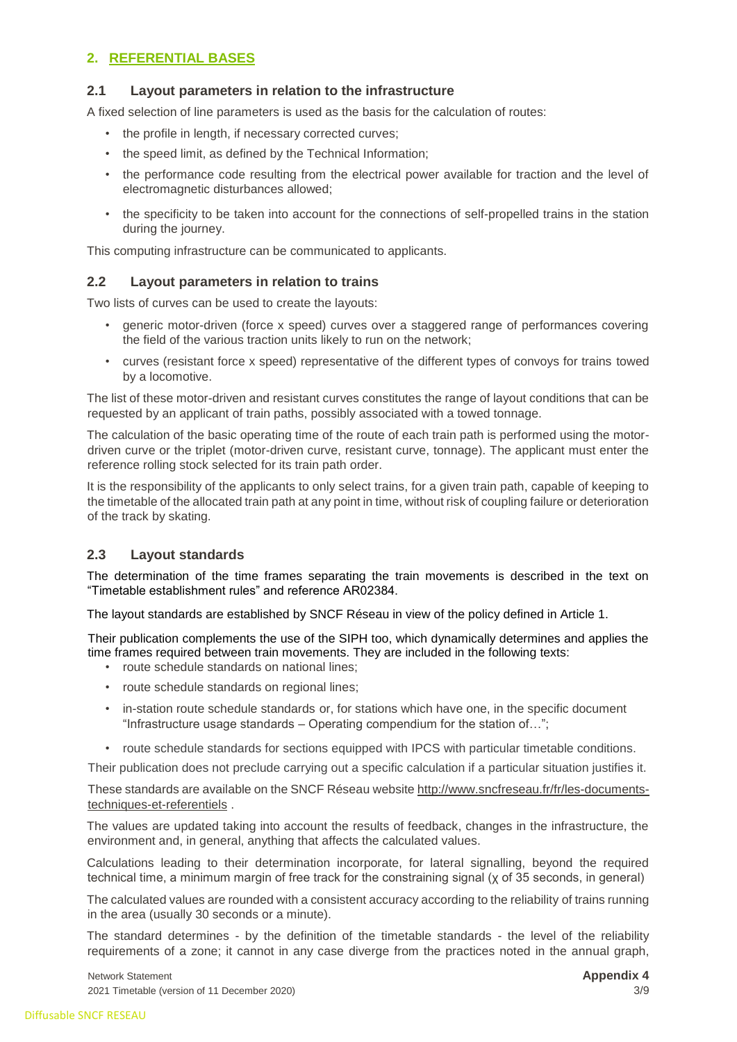## 2. REFERENTIAL BASES

### 2.1 Layout parameters in relation to the infrastructure

A fixed selection of line parameters is used as the basis for the calculation of routes:

- the profile in length, if necessary corrected curves;
- the speed limit, as defined by the Technical Information;
- the performance code resulting from the electrical power available for traction and the level of electromagnetic disturbances allowed;
- the specificity to be taken into account for the connections of self-propelled trains in the station during the journey.

This computing infrastructure can be communicated to applicants.

### 2.2 Layout parameters in relation to trains

Two lists of curves can be used to create the layouts:

- generic motor-driven (force x speed) curves over a staggered range of performances covering the field of the various traction units likely to run on the network;
- curves (resistant force x speed) representative of the different types of convoys for trains towed by a locomotive.

The list of these motor-driven and resistant curves constitutes the range of layout conditions that can be requested by an applicant of train paths, possibly associated with a towed tonnage.

The calculation of the basic operating time of the route of each train path is performed using the motor-driven curve or the triplet (motor-driven curve, resistant curve, tonnage). The applicant must enter the reference rolling stock selected for its train path order.

It is the responsibility of the applicants to only select trains, for a given train path, capable of keeping to the timetable of the allocated train path at any point in time, without risk of coupling failure or deterioration of the track by skating.

### 2.3 Layout standards

The determination of the time frames separating the train movements is described in the text on "Timetable establishment rules" and reference AR02384.

The layout standards are established by SNCF Réseau in view of the policy defined in Article 1.

Their publication complements the use of the SIPH too, which dynamically determines and applies the time frames required between train movements. They are included in the following texts:

- route schedule standards on national lines;
- route schedule standards on regional lines;
- in-station route schedule standards or, for stations which have one, in the specific document "Infrastructure usage standards – Operating compendium for the station of…";
- route schedule standards for sections equipped with IPCS with particular timetable conditions.

Their publication does not preclude carrying out a specific calculation if a particular situation justifies it.

These standards are available on the SNCF Réseau website http://www.sncfreseau.fr/fr/les-documents-techniques-et-referentiels .

The values are updated taking into account the results of feedback, changes in the infrastructure, the environment and, in general, anything that affects the calculated values.

Calculations leading to their determination incorporate, for lateral signalling, beyond the required technical time, a minimum margin of free track for the constraining signal (χ of 35 seconds, in general)

The calculated values are rounded with a consistent accuracy according to the reliability of trains running in the area (usually 30 seconds or a minute).

The standard determines - by the definition of the timetable standards - the level of the reliability requirements of a zone; it cannot in any case diverge from the practices noted in the annual graph,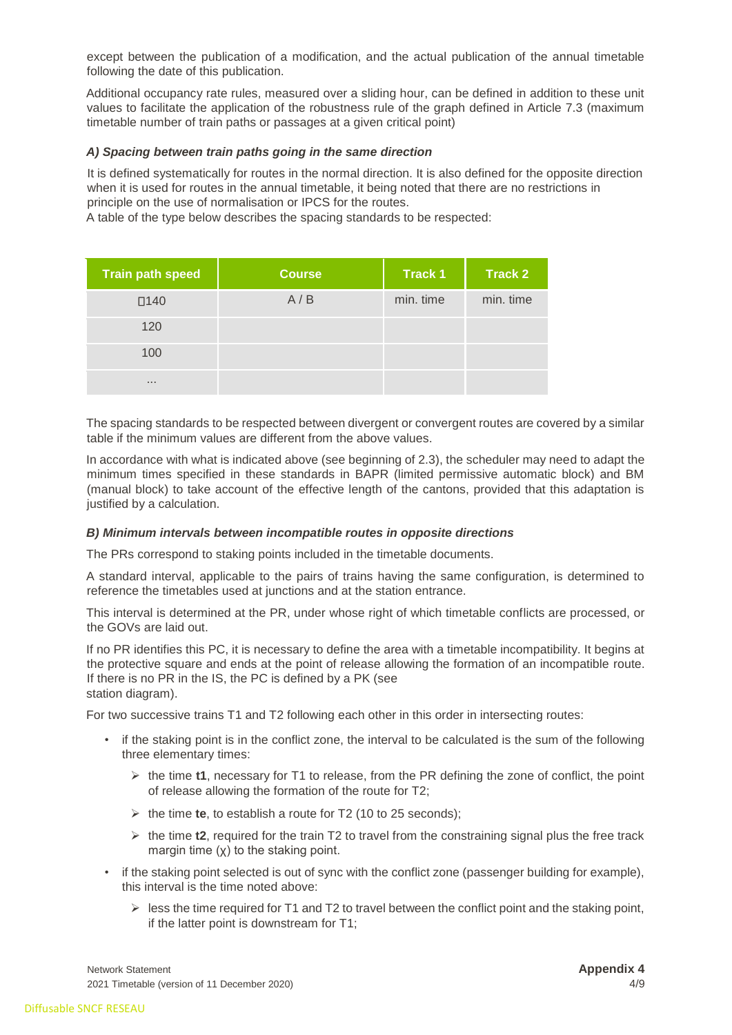except between the publication of a modification, and the actual publication of the annual timetable following the date of this publication.

Additional occupancy rate rules, measured over a sliding hour, can be defined in addition to these unit values to facilitate the application of the robustness rule of the graph defined in Article 7.3 (maximum timetable number of train paths or passages at a given critical point)

***A) Spacing between train paths going in the same direction***

It is defined systematically for routes in the normal direction. It is also defined for the opposite direction when it is used for routes in the annual timetable, it being noted that there are no restrictions in principle on the use of normalisation or IPCS for the routes.
A table of the type below describes the spacing standards to be respected:

| Train path speed | Course | Track 1 | Track 2 |
|---|---|---|---|
| 140 | A / B | min. time | min. time |
| 120 | | | |
| 100 | | | |
| ... | | | |

The spacing standards to be respected between divergent or convergent routes are covered by a similar table if the minimum values are different from the above values.

In accordance with what is indicated above (see beginning of 2.3), the scheduler may need to adapt the minimum times specified in these standards in BAPR (limited permissive automatic block) and BM (manual block) to take account of the effective length of the cantons, provided that this adaptation is justified by a calculation.

***B) Minimum intervals between incompatible routes in opposite directions***

The PRs correspond to staking points included in the timetable documents.

A standard interval, applicable to the pairs of trains having the same configuration, is determined to reference the timetables used at junctions and at the station entrance.

This interval is determined at the PR, under whose right of which timetable conflicts are processed, or the GOVs are laid out.

If no PR identifies this PC, it is necessary to define the area with a timetable incompatibility. It begins at the protective square and ends at the point of release allowing the formation of an incompatible route. If there is no PR in the IS, the PC is defined by a PK (see
station diagram).

For two successive trains T1 and T2 following each other in this order in intersecting routes:

- if the staking point is in the conflict zone, the interval to be calculated is the sum of the following three elementary times:
  - the time **t1**, necessary for T1 to release, from the PR defining the zone of conflict, the point of release allowing the formation of the route for T2;
  - the time **te**, to establish a route for T2 (10 to 25 seconds);
  - the time **t2**, required for the train T2 to travel from the constraining signal plus the free track margin time (χ) to the staking point.
- if the staking point selected is out of sync with the conflict zone (passenger building for example), this interval is the time noted above:
  - less the time required for T1 and T2 to travel between the conflict point and the staking point, if the latter point is downstream for T1;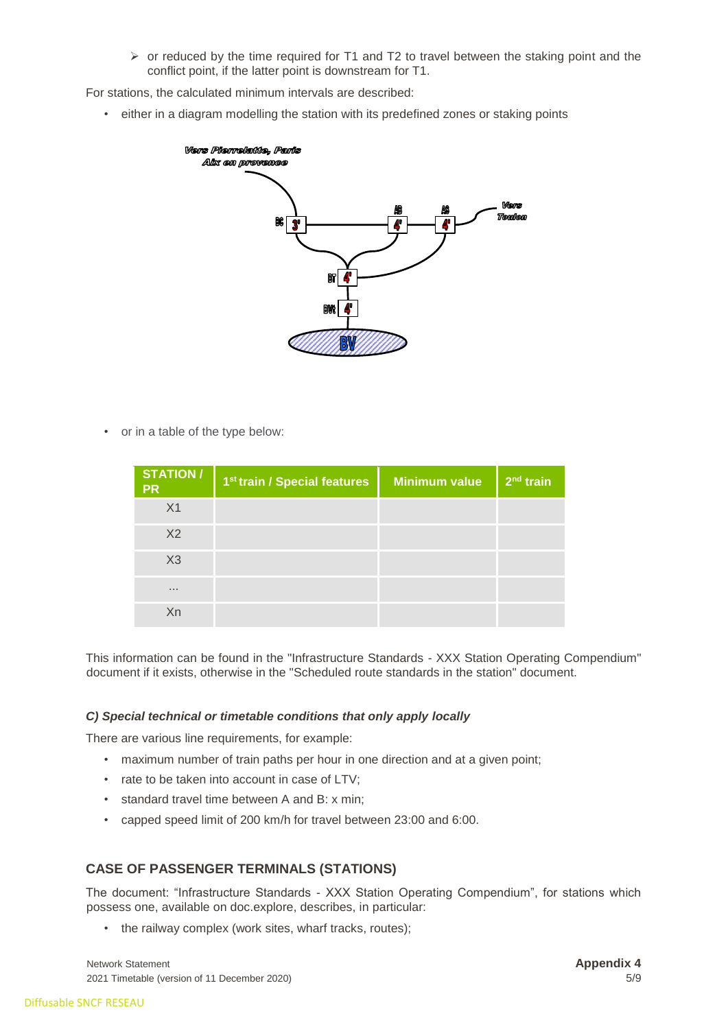- or reduced by the time required for T1 and T2 to travel between the staking point and the conflict point, if the latter point is downstream for T1.

For stations, the calculated minimum intervals are described:

- either in a diagram modelling the station with its predefined zones or staking points

- or in a table of the type below:

| STATION / PR | 1st train / Special features | Minimum value | 2nd train |
|---|---|---|---|
| X1 | | | |
| X2 | | | |
| X3 | | | |
| ... | | | |
| Xn | | | |

This information can be found in the "Infrastructure Standards - XXX Station Operating Compendium" document if it exists, otherwise in the "Scheduled route standards in the station" document.

#### *C) Special technical or timetable conditions that only apply locally*

There are various line requirements, for example:

- maximum number of train paths per hour in one direction and at a given point;
- rate to be taken into account in case of LTV;
- standard travel time between A and B: x min;
- capped speed limit of 200 km/h for travel between 23:00 and 6:00.

### CASE OF PASSENGER TERMINALS (STATIONS)

The document: "Infrastructure Standards - XXX Station Operating Compendium", for stations which possess one, available on doc.explore, describes, in particular:

- the railway complex (work sites, wharf tracks, routes);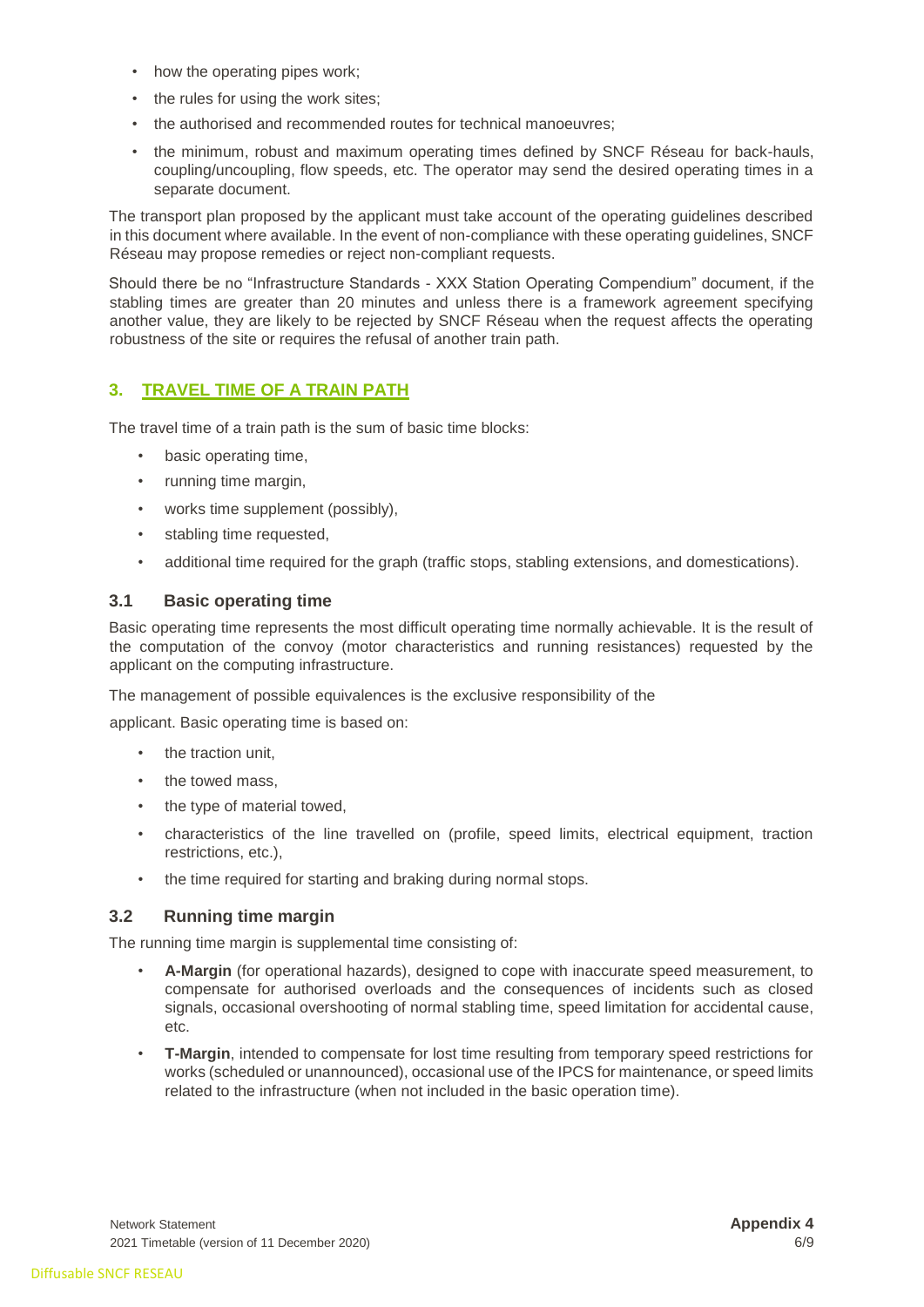- how the operating pipes work;
- the rules for using the work sites;
- the authorised and recommended routes for technical manoeuvres;
- the minimum, robust and maximum operating times defined by SNCF Réseau for back-hauls, coupling/uncoupling, flow speeds, etc. The operator may send the desired operating times in a separate document.

The transport plan proposed by the applicant must take account of the operating guidelines described in this document where available. In the event of non-compliance with these operating guidelines, SNCF Réseau may propose remedies or reject non-compliant requests.

Should there be no "Infrastructure Standards - XXX Station Operating Compendium" document, if the stabling times are greater than 20 minutes and unless there is a framework agreement specifying another value, they are likely to be rejected by SNCF Réseau when the request affects the operating robustness of the site or requires the refusal of another train path.

## 3. TRAVEL TIME OF A TRAIN PATH

The travel time of a train path is the sum of basic time blocks:

- basic operating time,
- running time margin,
- works time supplement (possibly),
- stabling time requested,
- additional time required for the graph (traffic stops, stabling extensions, and domestications).

### 3.1 Basic operating time

Basic operating time represents the most difficult operating time normally achievable. It is the result of the computation of the convoy (motor characteristics and running resistances) requested by the applicant on the computing infrastructure.

The management of possible equivalences is the exclusive responsibility of the

applicant. Basic operating time is based on:

- the traction unit,
- the towed mass,
- the type of material towed,
- characteristics of the line travelled on (profile, speed limits, electrical equipment, traction restrictions, etc.),
- the time required for starting and braking during normal stops.

### 3.2 Running time margin

The running time margin is supplemental time consisting of:

- **A-Margin** (for operational hazards), designed to cope with inaccurate speed measurement, to compensate for authorised overloads and the consequences of incidents such as closed signals, occasional overshooting of normal stabling time, speed limitation for accidental cause, etc.
- **T-Margin**, intended to compensate for lost time resulting from temporary speed restrictions for works (scheduled or unannounced), occasional use of the IPCS for maintenance, or speed limits related to the infrastructure (when not included in the basic operation time).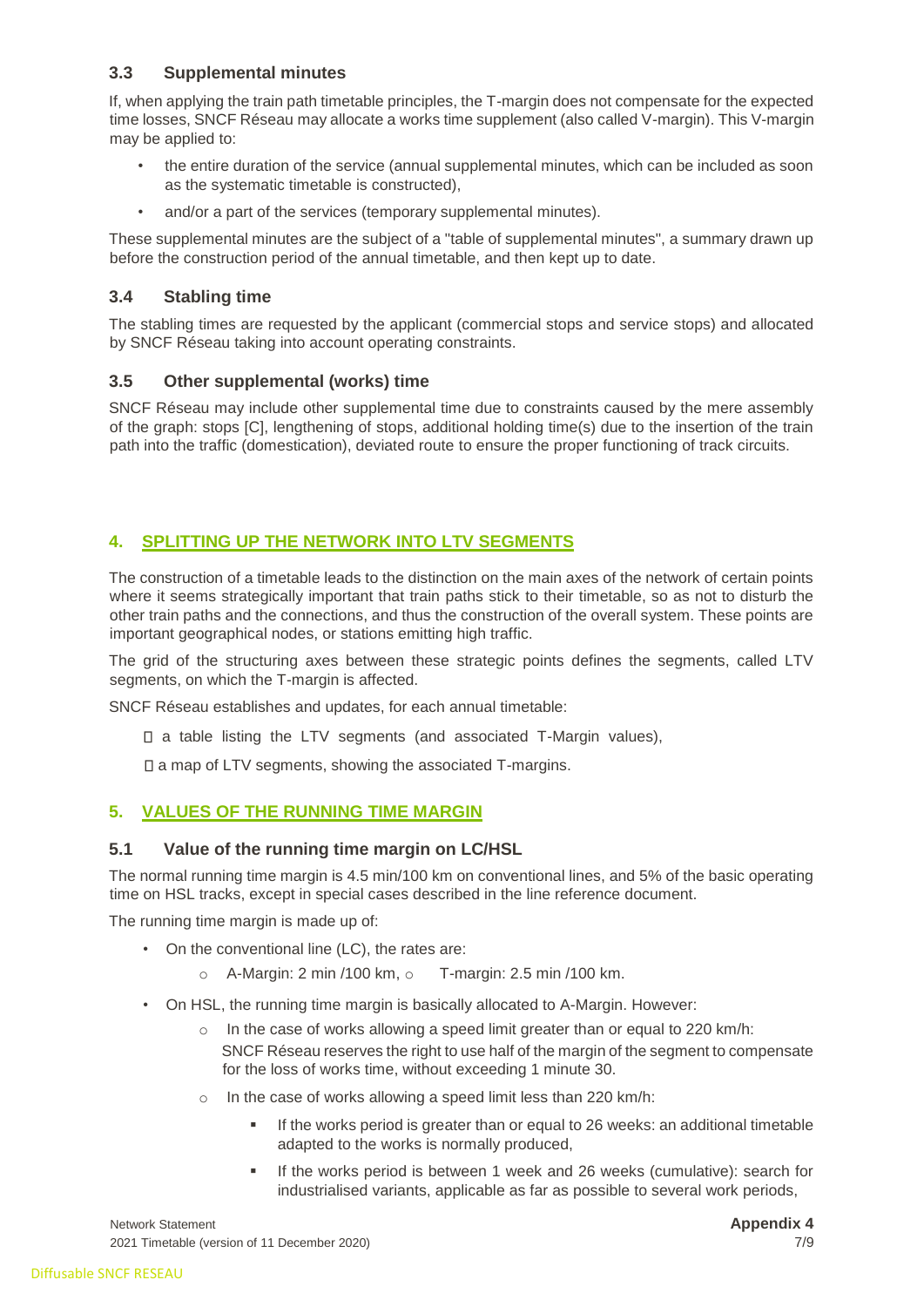### 3.3 Supplemental minutes

If, when applying the train path timetable principles, the T-margin does not compensate for the expected time losses, SNCF Réseau may allocate a works time supplement (also called V-margin). This V-margin may be applied to:

- the entire duration of the service (annual supplemental minutes, which can be included as soon as the systematic timetable is constructed),
- and/or a part of the services (temporary supplemental minutes).

These supplemental minutes are the subject of a "table of supplemental minutes", a summary drawn up before the construction period of the annual timetable, and then kept up to date.

### 3.4 Stabling time

The stabling times are requested by the applicant (commercial stops and service stops) and allocated by SNCF Réseau taking into account operating constraints.

### 3.5 Other supplemental (works) time

SNCF Réseau may include other supplemental time due to constraints caused by the mere assembly of the graph: stops [C], lengthening of stops, additional holding time(s) due to the insertion of the train path into the traffic (domestication), deviated route to ensure the proper functioning of track circuits.

## 4. SPLITTING UP THE NETWORK INTO LTV SEGMENTS

The construction of a timetable leads to the distinction on the main axes of the network of certain points where it seems strategically important that train paths stick to their timetable, so as not to disturb the other train paths and the connections, and thus the construction of the overall system. These points are important geographical nodes, or stations emitting high traffic.

The grid of the structuring axes between these strategic points defines the segments, called LTV segments, on which the T-margin is affected.

SNCF Réseau establishes and updates, for each annual timetable:

- a table listing the LTV segments (and associated T-Margin values),
- a map of LTV segments, showing the associated T-margins.

## 5. VALUES OF THE RUNNING TIME MARGIN

### 5.1 Value of the running time margin on LC/HSL

The normal running time margin is 4.5 min/100 km on conventional lines, and 5% of the basic operating time on HSL tracks, except in special cases described in the line reference document.

The running time margin is made up of:

- On the conventional line (LC), the rates are:
  - A-Margin: 2 min /100 km,
  - T-margin: 2.5 min /100 km.
- On HSL, the running time margin is basically allocated to A-Margin. However:
  - In the case of works allowing a speed limit greater than or equal to 220 km/h: SNCF Réseau reserves the right to use half of the margin of the segment to compensate for the loss of works time, without exceeding 1 minute 30.
  - In the case of works allowing a speed limit less than 220 km/h:
    - If the works period is greater than or equal to 26 weeks: an additional timetable adapted to the works is normally produced,
    - If the works period is between 1 week and 26 weeks (cumulative): search for industrialised variants, applicable as far as possible to several work periods,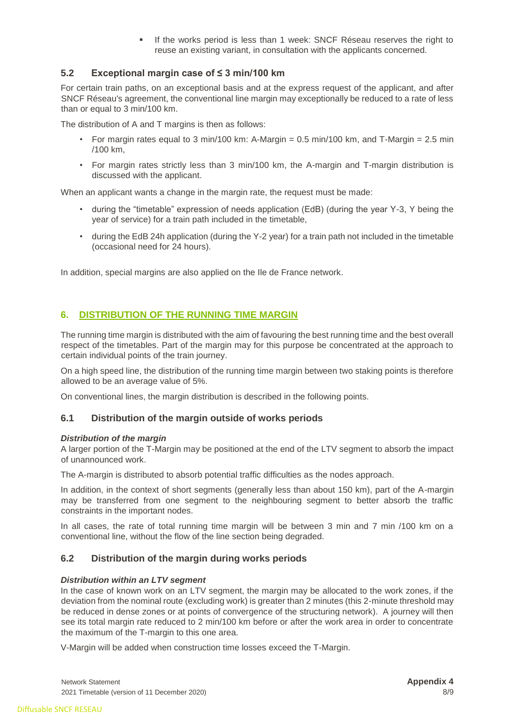- If the works period is less than 1 week: SNCF Réseau reserves the right to reuse an existing variant, in consultation with the applicants concerned.

### 5.2 Exceptional margin case of ≤ 3 min/100 km

For certain train paths, on an exceptional basis and at the express request of the applicant, and after SNCF Réseau's agreement, the conventional line margin may exceptionally be reduced to a rate of less than or equal to 3 min/100 km.

The distribution of A and T margins is then as follows:

- For margin rates equal to 3 min/100 km: A-Margin = 0.5 min/100 km, and T-Margin = 2.5 min /100 km,
- For margin rates strictly less than 3 min/100 km, the A-margin and T-margin distribution is discussed with the applicant.

When an applicant wants a change in the margin rate, the request must be made:

- during the "timetable" expression of needs application (EdB) (during the year Y-3, Y being the year of service) for a train path included in the timetable,
- during the EdB 24h application (during the Y-2 year) for a train path not included in the timetable (occasional need for 24 hours).

In addition, special margins are also applied on the Ile de France network.

## 6. DISTRIBUTION OF THE RUNNING TIME MARGIN

The running time margin is distributed with the aim of favouring the best running time and the best overall respect of the timetables. Part of the margin may for this purpose be concentrated at the approach to certain individual points of the train journey.

On a high speed line, the distribution of the running time margin between two staking points is therefore allowed to be an average value of 5%.

On conventional lines, the margin distribution is described in the following points.

### 6.1 Distribution of the margin outside of works periods

***Distribution of the margin***

A larger portion of the T-Margin may be positioned at the end of the LTV segment to absorb the impact of unannounced work.

The A-margin is distributed to absorb potential traffic difficulties as the nodes approach.

In addition, in the context of short segments (generally less than about 150 km), part of the A-margin may be transferred from one segment to the neighbouring segment to better absorb the traffic constraints in the important nodes.

In all cases, the rate of total running time margin will be between 3 min and 7 min /100 km on a conventional line, without the flow of the line section being degraded.

### 6.2 Distribution of the margin during works periods

***Distribution within an LTV segment***

In the case of known work on an LTV segment, the margin may be allocated to the work zones, if the deviation from the nominal route (excluding work) is greater than 2 minutes (this 2-minute threshold may be reduced in dense zones or at points of convergence of the structuring network). A journey will then see its total margin rate reduced to 2 min/100 km before or after the work area in order to concentrate the maximum of the T-margin to this one area.

V-Margin will be added when construction time losses exceed the T-Margin.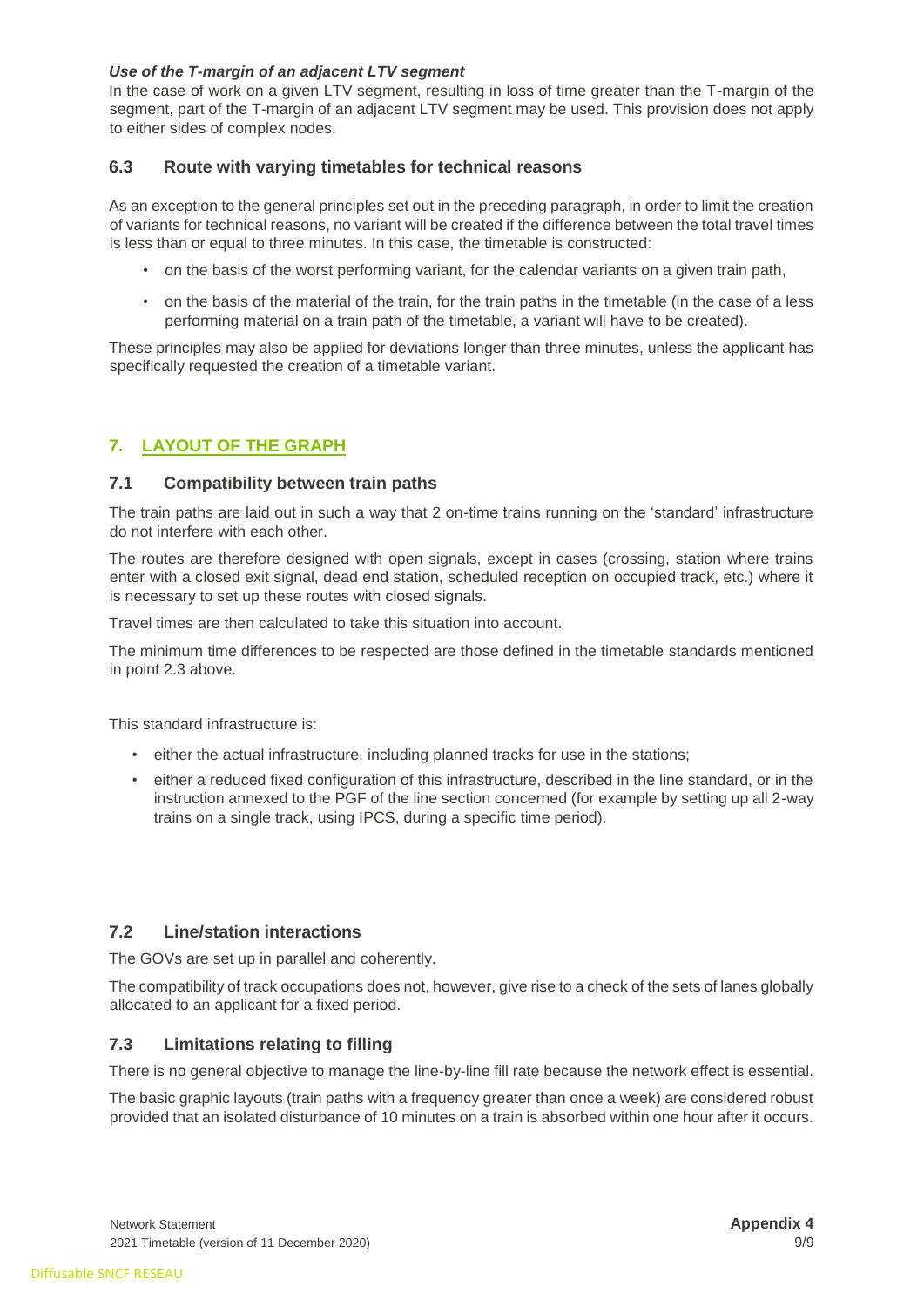***Use of the T-margin of an adjacent LTV segment***

In the case of work on a given LTV segment, resulting in loss of time greater than the T-margin of the segment, part of the T-margin of an adjacent LTV segment may be used. This provision does not apply to either sides of complex nodes.

### 6.3 Route with varying timetables for technical reasons

As an exception to the general principles set out in the preceding paragraph, in order to limit the creation of variants for technical reasons, no variant will be created if the difference between the total travel times is less than or equal to three minutes. In this case, the timetable is constructed:

- on the basis of the worst performing variant, for the calendar variants on a given train path,
- on the basis of the material of the train, for the train paths in the timetable (in the case of a less performing material on a train path of the timetable, a variant will have to be created).

These principles may also be applied for deviations longer than three minutes, unless the applicant has specifically requested the creation of a timetable variant.

## 7. LAYOUT OF THE GRAPH

### 7.1 Compatibility between train paths

The train paths are laid out in such a way that 2 on-time trains running on the 'standard' infrastructure do not interfere with each other.

The routes are therefore designed with open signals, except in cases (crossing, station where trains enter with a closed exit signal, dead end station, scheduled reception on occupied track, etc.) where it is necessary to set up these routes with closed signals.

Travel times are then calculated to take this situation into account.

The minimum time differences to be respected are those defined in the timetable standards mentioned in point 2.3 above.

This standard infrastructure is:

- either the actual infrastructure, including planned tracks for use in the stations;
- either a reduced fixed configuration of this infrastructure, described in the line standard, or in the instruction annexed to the PGF of the line section concerned (for example by setting up all 2-way trains on a single track, using IPCS, during a specific time period).

### 7.2 Line/station interactions

The GOVs are set up in parallel and coherently.

The compatibility of track occupations does not, however, give rise to a check of the sets of lanes globally allocated to an applicant for a fixed period.

### 7.3 Limitations relating to filling

There is no general objective to manage the line-by-line fill rate because the network effect is essential.

The basic graphic layouts (train paths with a frequency greater than once a week) are considered robust provided that an isolated disturbance of 10 minutes on a train is absorbed within one hour after it occurs.